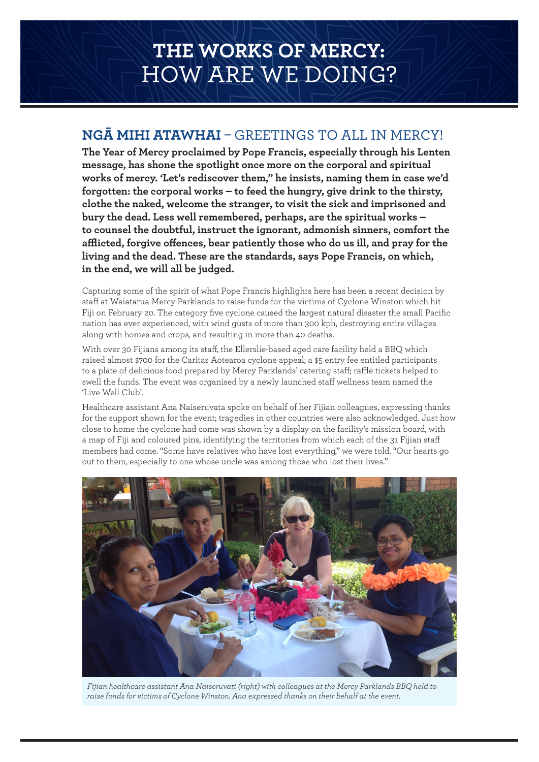# THE WORKS OF MERCY: HOW ARE WE DOING?

## NGĀ MIHI ATAWHAI – GREETINGS TO ALL IN MERCY!

**The Year of Mercy proclaimed by Pope Francis, especially through his Lenten message, has shone the spotlight once more on the corporal and spiritual works of mercy. 'Let's rediscover them," he insists, naming them in case we'd forgotten: the corporal works – to feed the hungry, give drink to the thirsty, clothe the naked, welcome the stranger, to visit the sick and imprisoned and bury the dead. Less well remembered, perhaps, are the spiritual works – to counsel the doubtful, instruct the ignorant, admonish sinners, comfort the afflicted, forgive offences, bear patiently those who do us ill, and pray for the living and the dead. These are the standards, says Pope Francis, on which, in the end, we will all be judged.**

Capturing some of the spirit of what Pope Francis highlights here has been a recent decision by staff at Waiatarua Mercy Parklands to raise funds for the victims of Cyclone Winston which hit Fiji on February 20. The category five cyclone caused the largest natural disaster the small Pacific nation has ever experienced, with wind gusts of more than 300 kph, destroying entire villages along with homes and crops, and resulting in more than 40 deaths.

With over 30 Fijians among its staff, the Ellerslie-based aged care facility held a BBQ which raised almost $700 for the Caritas Aotearoa cyclone appeal; a $5 entry fee entitled participants to a plate of delicious food prepared by Mercy Parklands' catering staff; raffle tickets helped to swell the funds. The event was organised by a newly launched staff wellness team named the 'Live Well Club'.

Healthcare assistant Ana Naiseruvata spoke on behalf of her Fijian colleagues, expressing thanks for the support shown for the event; tragedies in other countries were also acknowledged. Just how close to home the cyclone had come was shown by a display on the facility's mission board, with a map of Fiji and coloured pins, identifying the territories from which each of the 31 Fijian staff members had come. "Some have relatives who have lost everything," we were told. "Our hearts go out to them, especially to one whose uncle was among those who lost their lives."

*Fijian healthcare assistant Ana Naiseruvati (right) with colleagues at the Mercy Parklands BBQ held to raise funds for victims of Cyclone Winston. Ana expressed thanks on their behalf at the event.*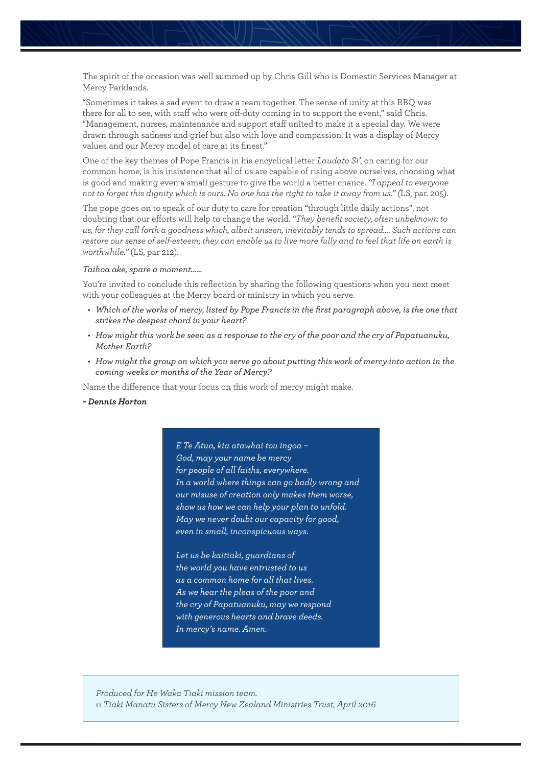The spirit of the occasion was well summed up by Chris Gill who is Domestic Services Manager at Mercy Parklands.

"Sometimes it takes a sad event to draw a team together. The sense of unity at this BBQ was there for all to see, with staff who were off-duty coming in to support the event," said Chris. "Management, nurses, maintenance and support staff united to make it a special day. We were drawn through sadness and grief but also with love and compassion. It was a display of Mercy values and our Mercy model of care at its finest."

One of the key themes of Pope Francis in his encyclical letter *Laudato Si'*, on caring for our common home, is his insistence that all of us are capable of rising above ourselves, choosing what is good and making even a small gesture to give the world a better chance. *"I appeal to everyone not to forget this dignity which is ours. No one has the right to take it away from us."* (LS, par. 205).

The pope goes on to speak of our duty to care for creation "through little daily actions", not doubting that our efforts will help to change the world. *"They benefit society, often unbeknown to us, for they call forth a goodness which, albeit unseen, inevitably tends to spread.... Such actions can restore our sense of self-esteem; they can enable us to live more fully and to feel that life on earth is worthwhile."* (LS, par 212).

*Taihoa ake, spare a moment......*

You're invited to conclude this reflection by sharing the following questions when you next meet with your colleagues at the Mercy board or ministry in which you serve.

- *Which of the works of mercy, listed by Pope Francis in the first paragraph above, is the one that strikes the deepest chord in your heart?*
- *How might this work be seen as a response to the cry of the poor and the cry of Papatuanuku, Mother Earth?*
- *How might the group on which you serve go about putting this work of mercy into action in the coming weeks or months of the Year of Mercy?*

Name the difference that your focus on this work of mercy might make.

***- Dennis Horton***

*E Te Atua, kia atawhai tou ingoa –*
*God, may your name be mercy*
*for people of all faiths, everywhere.*
*In a world where things can go badly wrong and*
*our misuse of creation only makes them worse,*
*show us how we can help your plan to unfold.*
*May we never doubt our capacity for good,*
*even in small, inconspicuous ways.*

*Let us be kaitiaki, guardians of*
*the world you have entrusted to us*
*as a common home for all that lives.*
*As we hear the pleas of the poor and*
*the cry of Papatuanuku, may we respond*
*with generous hearts and brave deeds.*
*In mercy's name. Amen.*

*Produced for He Waka Tiaki mission team.*
*© Tiaki Manatu Sisters of Mercy New Zealand Ministries Trust, April 2016*